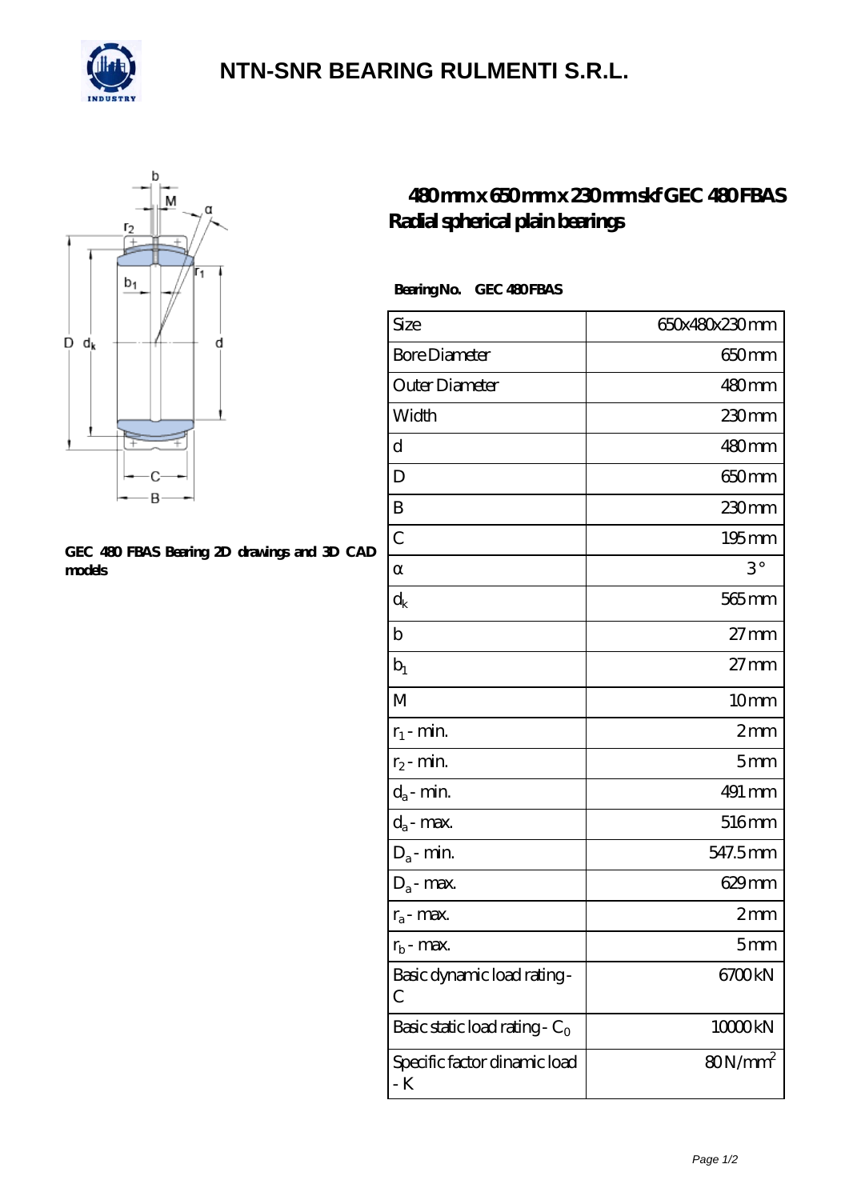# NTN-SNR BEARING RULMENTI S.R.L.

GEC 480 FBAS Bearing 2D drawings and 3D CAD models

## 480 mm x 650 mm x 230 mm skf GEC 480 FBAS Radial spherical plain bearings

**Bearing No.** GEC 480 FBAS

| Size | 650x480x230 mm |
|---|---|
| Bore Diameter | 650 mm |
| Outer Diameter | 480 mm |
| Width | 230 mm |
| d | 480 mm |
| D | 650 mm |
| B | 230 mm |
| C | 195 mm |
| α | 3° |
| $d_k$ | 565 mm |
| b | 27 mm |
| $b_1$ | 27 mm |
| M | 10 mm |
| $r_1$ - min. | 2 mm |
| $r_2$ - min. | 5 mm |
| $d_a$ - min. | 491 mm |
| $d_a$ - max. | 516 mm |
| $D_a$ - min. | 547.5 mm |
| $D_a$ - max. | 629 mm |
| $r_a$ - max. | 2 mm |
| $r_b$ - max. | 5 mm |
| Basic dynamic load rating - C | 6700 kN |
| Basic static load rating - $C_0$ | 10000 kN |
| Specific factor dinamic load - K | 80 N/mm$^2$ |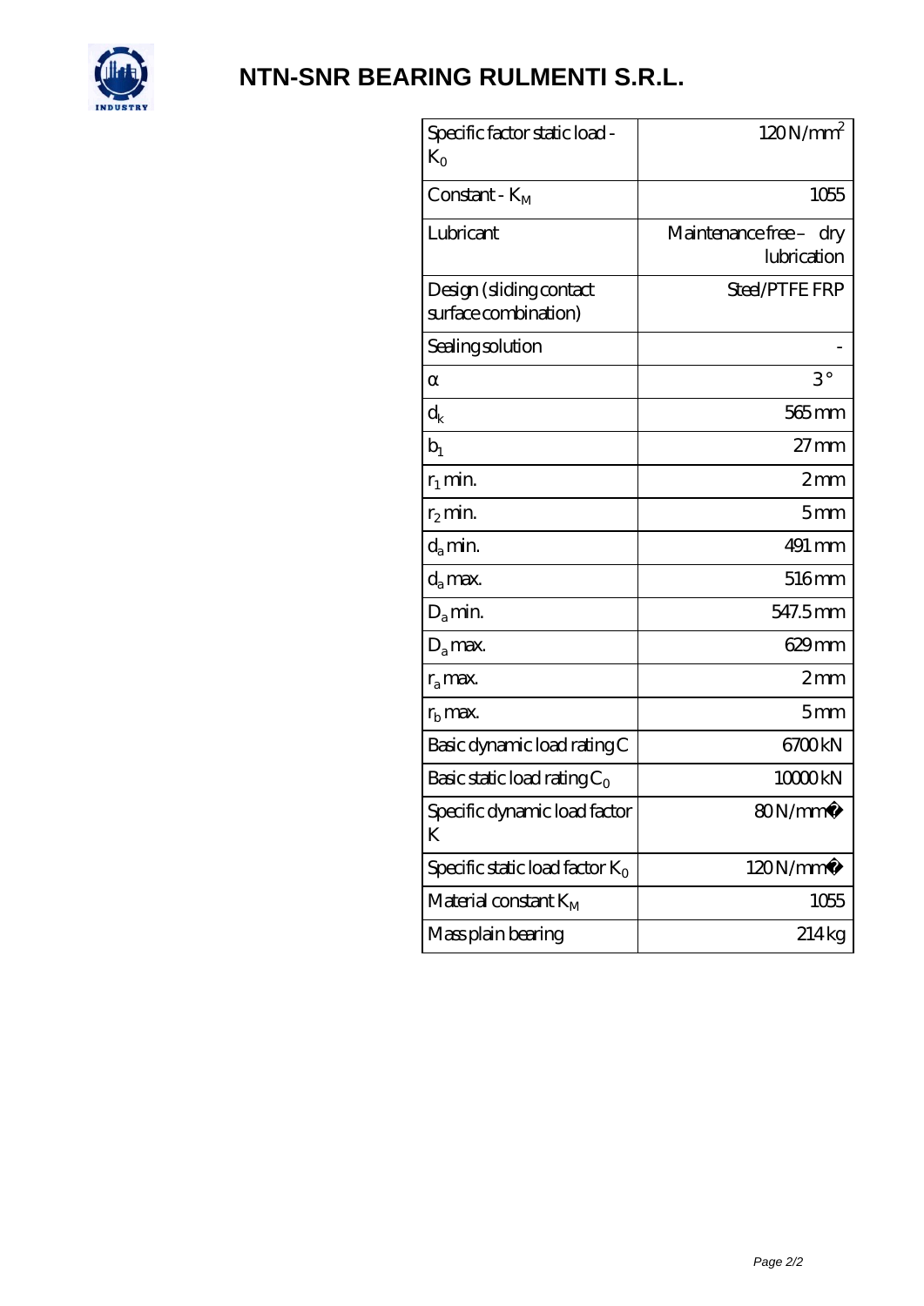# NTN-SNR BEARING RULMENTI S.R.L.

| | |
|---|---|
| Specific factor static load - $K_0$ | 120 N/mm$^2$ |
| Constant - $K_M$ | 1055 |
| Lubricant | Maintenance free – dry lubrication |
| Design (sliding contact surface combination) | Steel/PTFE FRP |
| Sealing solution | - |
| α | 3 ° |
| $d_k$ | 565 mm |
| $b_1$ | 27 mm |
| $r_1$ min. | 2 mm |
| $r_2$ min. | 5 mm |
| $d_a$ min. | 491 mm |
| $d_a$ max. | 516 mm |
| $D_a$ min. | 547.5 mm |
| $D_a$ max. | 629 mm |
| $r_a$ max. | 2 mm |
| $r_b$ max. | 5 mm |
| Basic dynamic load rating C | 6700 kN |
| Basic static load rating $C_0$ | 10000 kN |
| Specific dynamic load factor K | 80 N/mm� |
| Specific static load factor $K_0$ | 120 N/mm� |
| Material constant $K_M$ | 1055 |
| Mass plain bearing | 214 kg |